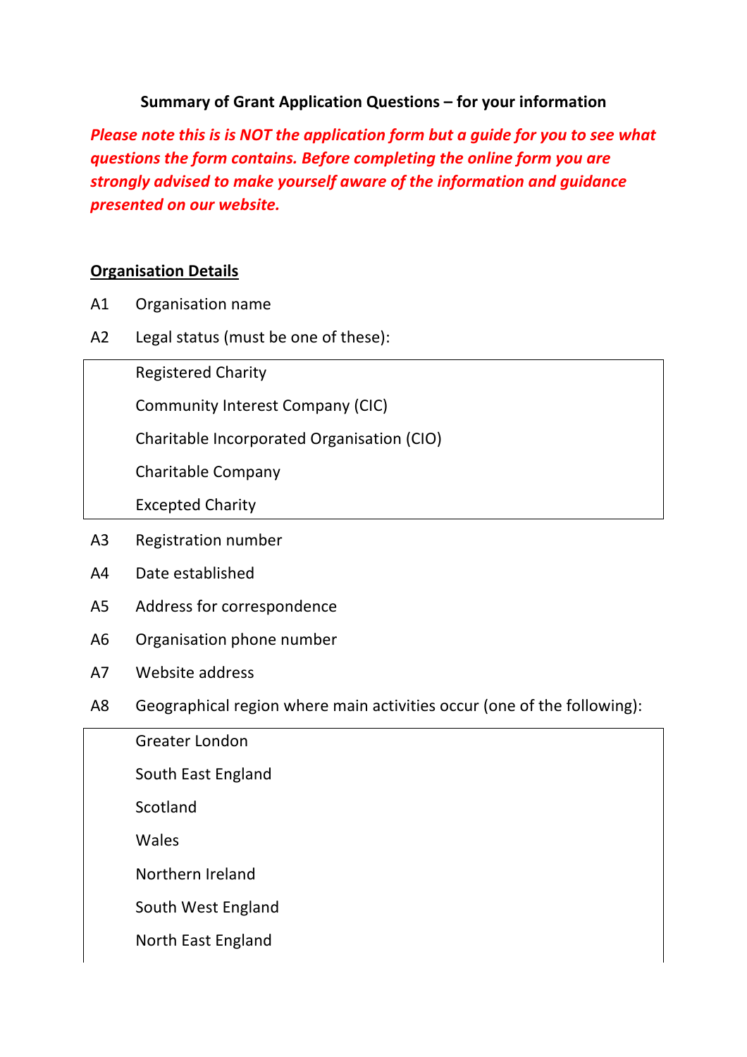**Summary of Grant Application Questions – for your information**

***Please note this is is NOT the application form but a guide for you to see what questions the form contains. Before completing the online form you are strongly advised to make yourself aware of the information and guidance presented on our website.***

**<u>Organisation Details</u>**

A1 Organisation name

A2 Legal status (must be one of these):

- Registered Charity
- Community Interest Company (CIC)
- Charitable Incorporated Organisation (CIO)
- Charitable Company
- Excepted Charity

A3 Registration number

A4 Date established

A5 Address for correspondence

A6 Organisation phone number

A7 Website address

A8 Geographical region where main activities occur (one of the following):

- Greater London
- South East England
- Scotland
- Wales
- Northern Ireland
- South West England
- North East England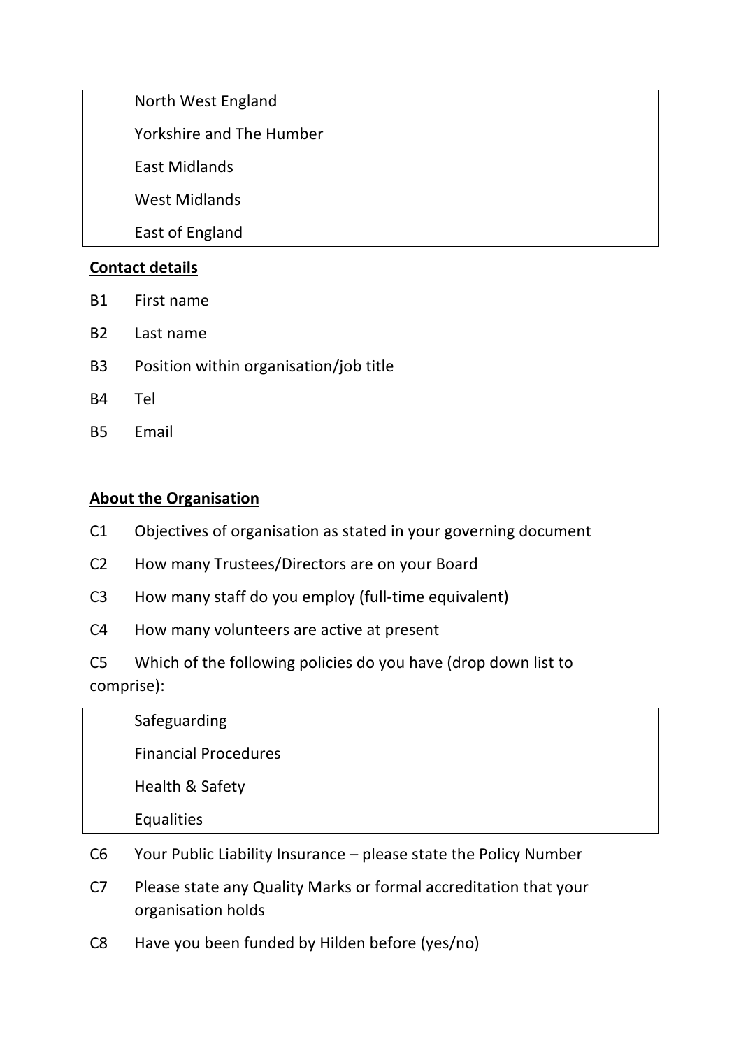North West England

Yorkshire and The Humber

East Midlands

West Midlands

East of England

**Contact details**

B1 First name

B2 Last name

B3 Position within organisation/job title

B4 Tel

B5 Email

**About the Organisation**

C1 Objectives of organisation as stated in your governing document

C2 How many Trustees/Directors are on your Board

C3 How many staff do you employ (full-time equivalent)

C4 How many volunteers are active at present

C5 Which of the following policies do you have (drop down list to comprise):

Safeguarding

Financial Procedures

Health & Safety

Equalities

C6 Your Public Liability Insurance – please state the Policy Number

C7 Please state any Quality Marks or formal accreditation that your organisation holds

C8 Have you been funded by Hilden before (yes/no)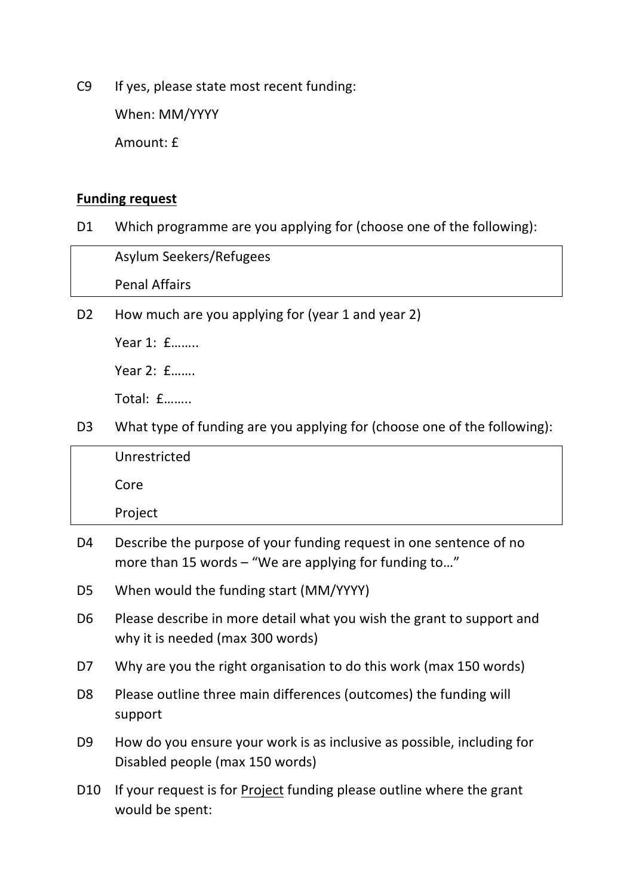C9 If yes, please state most recent funding:

When: MM/YYYY

Amount: £

**Funding request**

D1 Which programme are you applying for (choose one of the following):

| Asylum Seekers/Refugees |
|---|
| Penal Affairs |

D2 How much are you applying for (year 1 and year 2)

Year 1: £……..

Year 2: £…….

Total: £……..

D3 What type of funding are you applying for (choose one of the following):

| Unrestricted |
|---|
| Core |
| Project |

D4 Describe the purpose of your funding request in one sentence of no more than 15 words – "We are applying for funding to…"

D5 When would the funding start (MM/YYYY)

D6 Please describe in more detail what you wish the grant to support and why it is needed (max 300 words)

D7 Why are you the right organisation to do this work (max 150 words)

D8 Please outline three main differences (outcomes) the funding will support

D9 How do you ensure your work is as inclusive as possible, including for Disabled people (max 150 words)

D10 If your request is for Project funding please outline where the grant would be spent: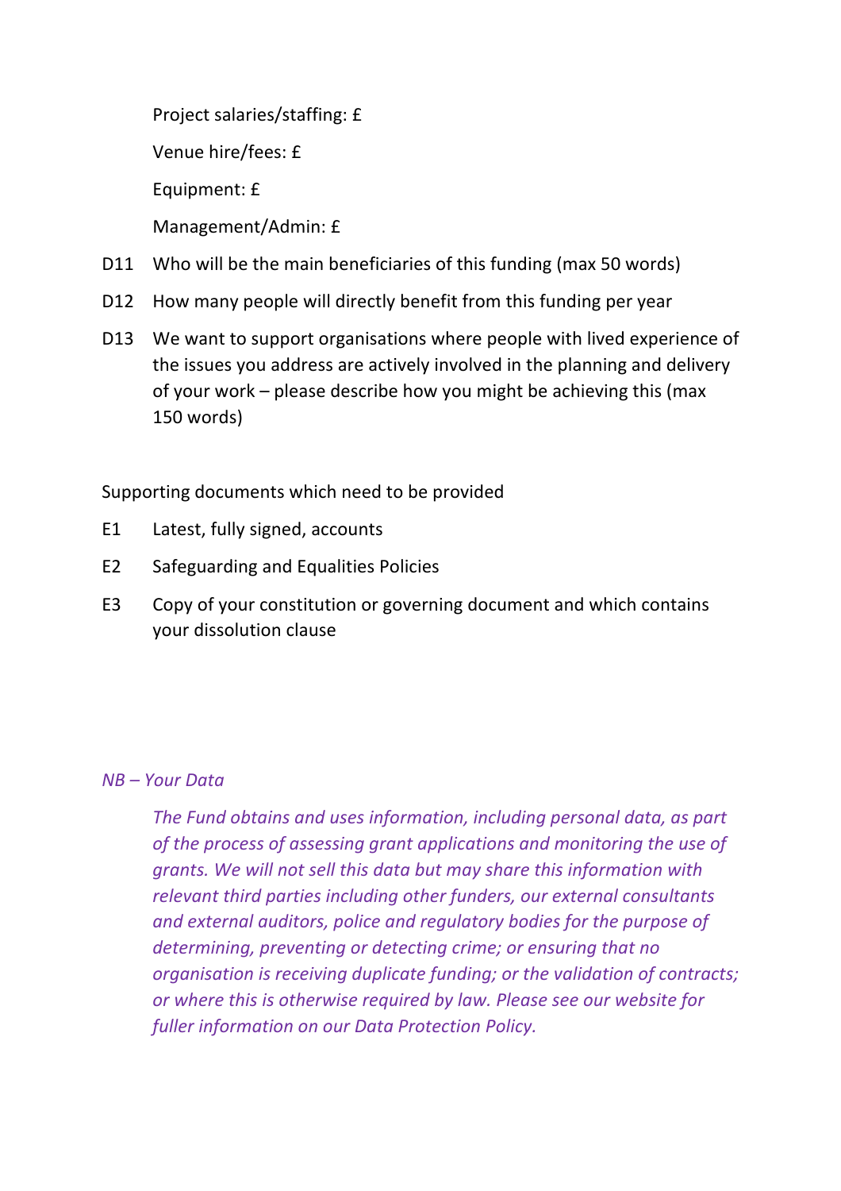Project salaries/staffing: £

Venue hire/fees: £

Equipment: £

Management/Admin: £

D11 Who will be the main beneficiaries of this funding (max 50 words)

D12 How many people will directly benefit from this funding per year

D13 We want to support organisations where people with lived experience of the issues you address are actively involved in the planning and delivery of your work – please describe how you might be achieving this (max 150 words)

Supporting documents which need to be provided

E1 Latest, fully signed, accounts

E2 Safeguarding and Equalities Policies

E3 Copy of your constitution or governing document and which contains your dissolution clause

*NB – Your Data*

*The Fund obtains and uses information, including personal data, as part of the process of assessing grant applications and monitoring the use of grants. We will not sell this data but may share this information with relevant third parties including other funders, our external consultants and external auditors, police and regulatory bodies for the purpose of determining, preventing or detecting crime; or ensuring that no organisation is receiving duplicate funding; or the validation of contracts; or where this is otherwise required by law. Please see our website for fuller information on our Data Protection Policy.*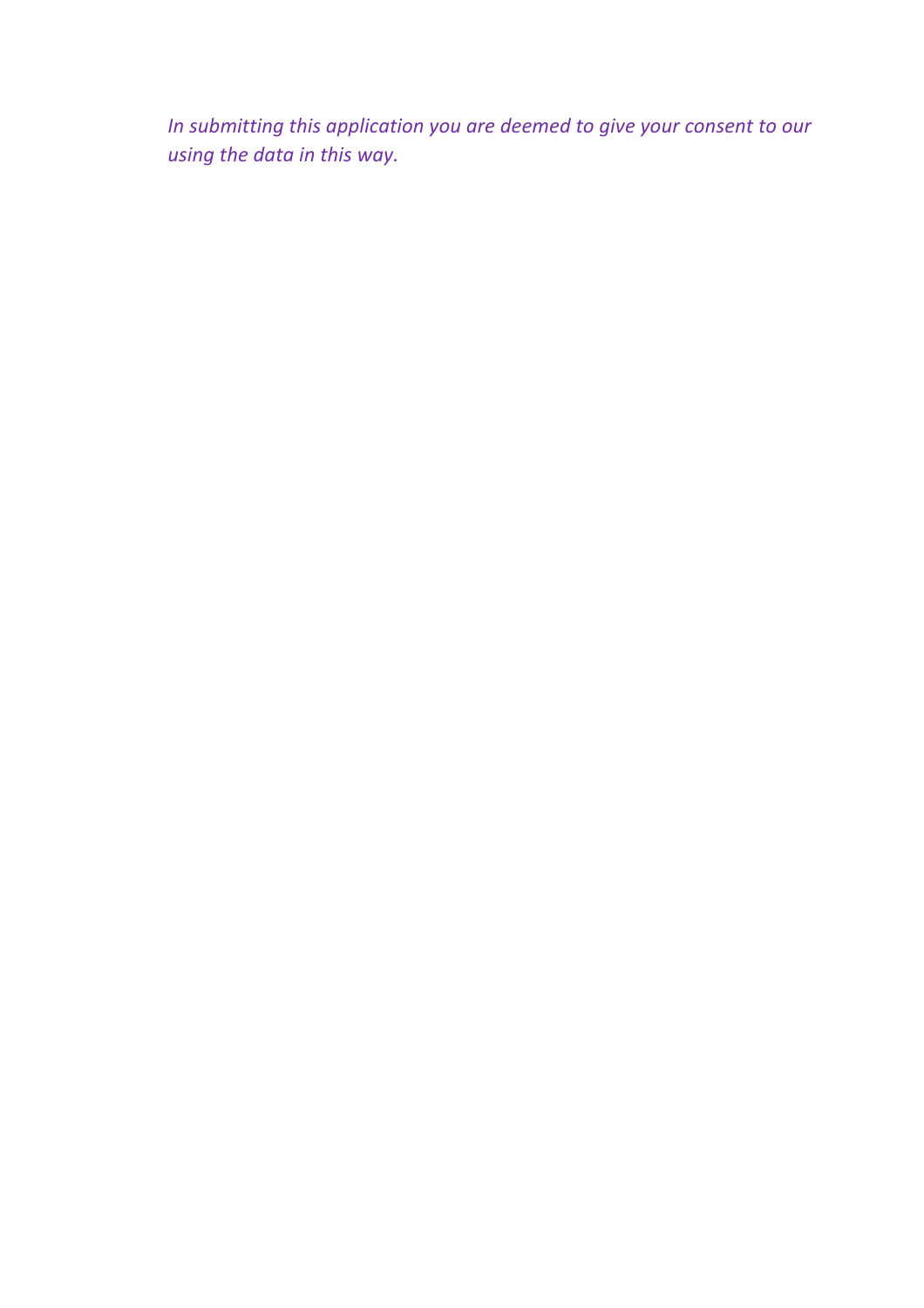*In submitting this application you are deemed to give your consent to our using the data in this way.*